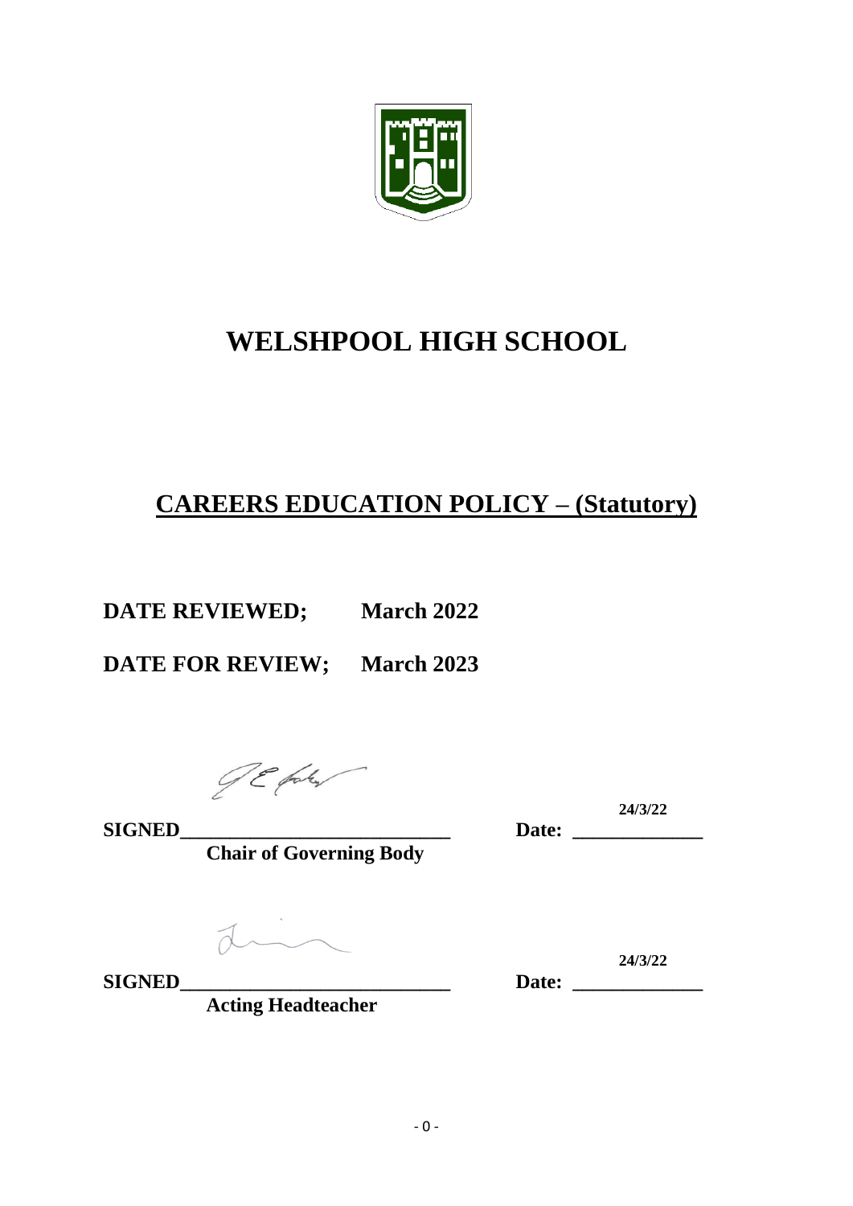# WELSHPOOL HIGH SCHOOL

## CAREERS EDUCATION POLICY – (Statutory)

**DATE REVIEWED; March 2022**

**DATE FOR REVIEW; March 2023**

**SIGNED**\_\_\_\_\_\_\_\_\_\_\_\_\_\_\_\_\_\_\_\_\_\_\_\_\_\_\_\_ **Date: 24/3/22**

**Chair of Governing Body**

**SIGNED**\_\_\_\_\_\_\_\_\_\_\_\_\_\_\_\_\_\_\_\_\_\_\_\_\_\_\_\_ **Date: 24/3/22**

**Acting Headteacher**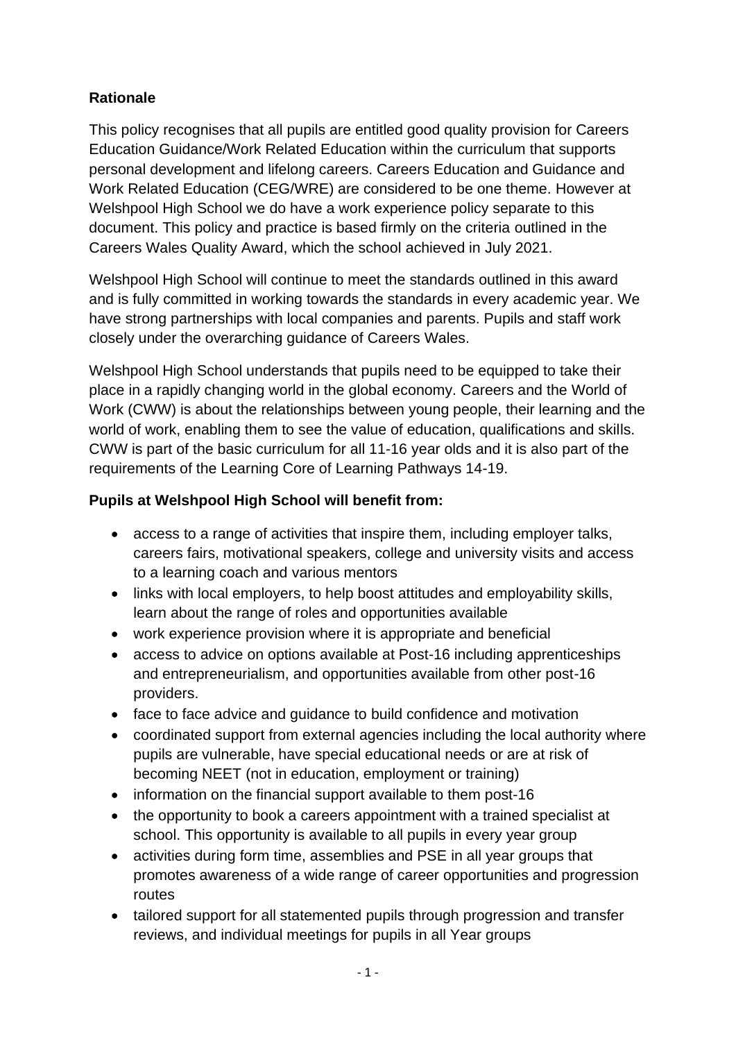**Rationale**

This policy recognises that all pupils are entitled good quality provision for Careers Education Guidance/Work Related Education within the curriculum that supports personal development and lifelong careers. Careers Education and Guidance and Work Related Education (CEG/WRE) are considered to be one theme. However at Welshpool High School we do have a work experience policy separate to this document. This policy and practice is based firmly on the criteria outlined in the Careers Wales Quality Award, which the school achieved in July 2021.

Welshpool High School will continue to meet the standards outlined in this award and is fully committed in working towards the standards in every academic year. We have strong partnerships with local companies and parents. Pupils and staff work closely under the overarching guidance of Careers Wales.

Welshpool High School understands that pupils need to be equipped to take their place in a rapidly changing world in the global economy. Careers and the World of Work (CWW) is about the relationships between young people, their learning and the world of work, enabling them to see the value of education, qualifications and skills. CWW is part of the basic curriculum for all 11-16 year olds and it is also part of the requirements of the Learning Core of Learning Pathways 14-19.

**Pupils at Welshpool High School will benefit from:**

- access to a range of activities that inspire them, including employer talks, careers fairs, motivational speakers, college and university visits and access to a learning coach and various mentors
- links with local employers, to help boost attitudes and employability skills, learn about the range of roles and opportunities available
- work experience provision where it is appropriate and beneficial
- access to advice on options available at Post-16 including apprenticeships and entrepreneurialism, and opportunities available from other post-16 providers.
- face to face advice and guidance to build confidence and motivation
- coordinated support from external agencies including the local authority where pupils are vulnerable, have special educational needs or are at risk of becoming NEET (not in education, employment or training)
- information on the financial support available to them post-16
- the opportunity to book a careers appointment with a trained specialist at school. This opportunity is available to all pupils in every year group
- activities during form time, assemblies and PSE in all year groups that promotes awareness of a wide range of career opportunities and progression routes
- tailored support for all statemented pupils through progression and transfer reviews, and individual meetings for pupils in all Year groups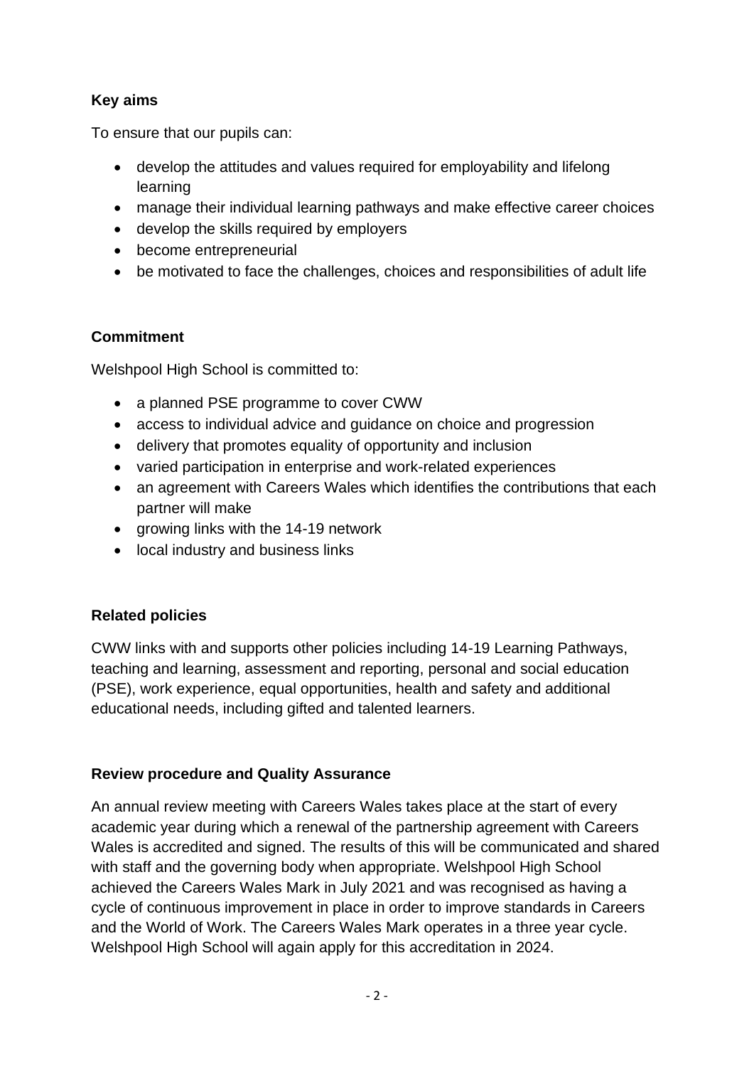**Key aims**

To ensure that our pupils can:

- develop the attitudes and values required for employability and lifelong learning
- manage their individual learning pathways and make effective career choices
- develop the skills required by employers
- become entrepreneurial
- be motivated to face the challenges, choices and responsibilities of adult life

**Commitment**

Welshpool High School is committed to:

- a planned PSE programme to cover CWW
- access to individual advice and guidance on choice and progression
- delivery that promotes equality of opportunity and inclusion
- varied participation in enterprise and work-related experiences
- an agreement with Careers Wales which identifies the contributions that each partner will make
- growing links with the 14-19 network
- local industry and business links

**Related policies**

CWW links with and supports other policies including 14-19 Learning Pathways, teaching and learning, assessment and reporting, personal and social education (PSE), work experience, equal opportunities, health and safety and additional educational needs, including gifted and talented learners.

**Review procedure and Quality Assurance**

An annual review meeting with Careers Wales takes place at the start of every academic year during which a renewal of the partnership agreement with Careers Wales is accredited and signed. The results of this will be communicated and shared with staff and the governing body when appropriate. Welshpool High School achieved the Careers Wales Mark in July 2021 and was recognised as having a cycle of continuous improvement in place in order to improve standards in Careers and the World of Work. The Careers Wales Mark operates in a three year cycle. Welshpool High School will again apply for this accreditation in 2024.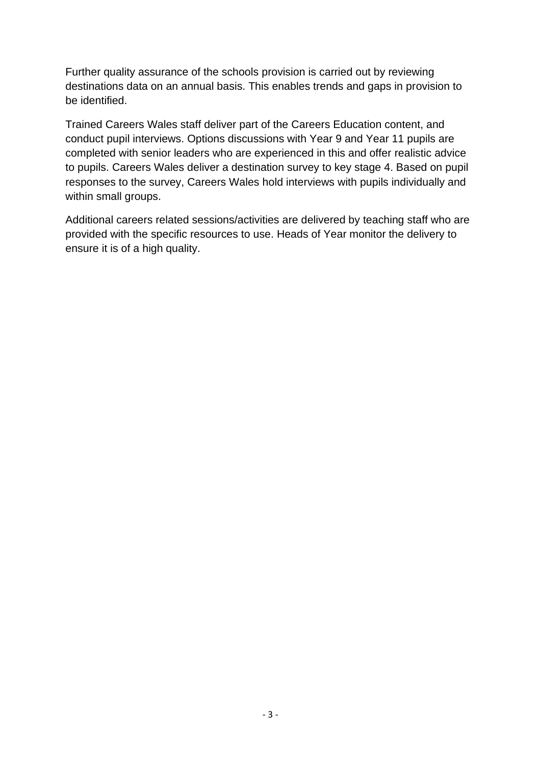Further quality assurance of the schools provision is carried out by reviewing destinations data on an annual basis. This enables trends and gaps in provision to be identified.

Trained Careers Wales staff deliver part of the Careers Education content, and conduct pupil interviews. Options discussions with Year 9 and Year 11 pupils are completed with senior leaders who are experienced in this and offer realistic advice to pupils. Careers Wales deliver a destination survey to key stage 4. Based on pupil responses to the survey, Careers Wales hold interviews with pupils individually and within small groups.

Additional careers related sessions/activities are delivered by teaching staff who are provided with the specific resources to use. Heads of Year monitor the delivery to ensure it is of a high quality.